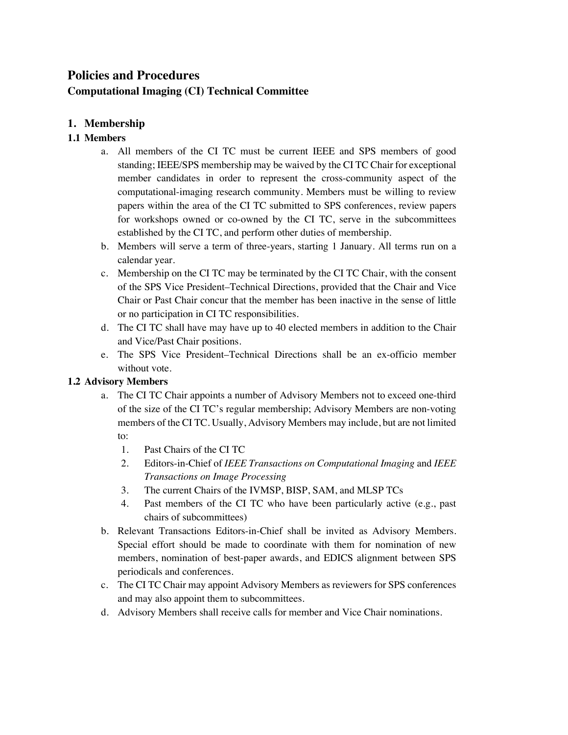# Policies and Procedures

## Computational Imaging (CI) Technical Committee

## 1. Membership

### 1.1 Members

a. All members of the CI TC must be current IEEE and SPS members of good standing; IEEE/SPS membership may be waived by the CI TC Chair for exceptional member candidates in order to represent the cross-community aspect of the computational-imaging research community. Members must be willing to review papers within the area of the CI TC submitted to SPS conferences, review papers for workshops owned or co-owned by the CI TC, serve in the subcommittees established by the CI TC, and perform other duties of membership.

b. Members will serve a term of three-years, starting 1 January. All terms run on a calendar year.

c. Membership on the CI TC may be terminated by the CI TC Chair, with the consent of the SPS Vice President–Technical Directions, provided that the Chair and Vice Chair or Past Chair concur that the member has been inactive in the sense of little or no participation in CI TC responsibilities.

d. The CI TC shall have may have up to 40 elected members in addition to the Chair and Vice/Past Chair positions.

e. The SPS Vice President–Technical Directions shall be an ex-officio member without vote.

### 1.2 Advisory Members

a. The CI TC Chair appoints a number of Advisory Members not to exceed one-third of the size of the CI TC's regular membership; Advisory Members are non-voting members of the CI TC. Usually, Advisory Members may include, but are not limited to:

   1. Past Chairs of the CI TC
   2. Editors-in-Chief of *IEEE Transactions on Computational Imaging* and *IEEE Transactions on Image Processing*
   3. The current Chairs of the IVMSP, BISP, SAM, and MLSP TCs
   4. Past members of the CI TC who have been particularly active (e.g., past chairs of subcommittees)

b. Relevant Transactions Editors-in-Chief shall be invited as Advisory Members. Special effort should be made to coordinate with them for nomination of new members, nomination of best-paper awards, and EDICS alignment between SPS periodicals and conferences.

c. The CI TC Chair may appoint Advisory Members as reviewers for SPS conferences and may also appoint them to subcommittees.

d. Advisory Members shall receive calls for member and Vice Chair nominations.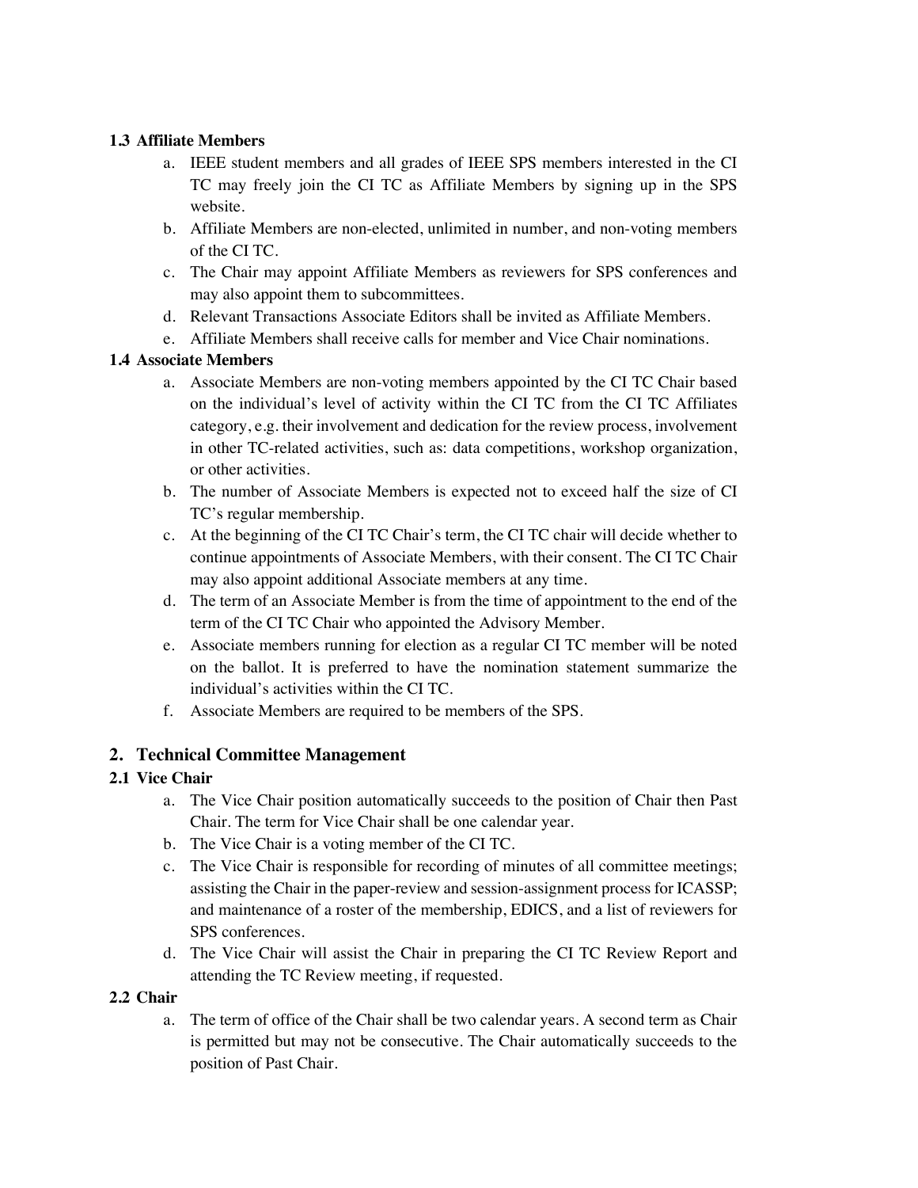### 1.3 Affiliate Members

a. IEEE student members and all grades of IEEE SPS members interested in the CI TC may freely join the CI TC as Affiliate Members by signing up in the SPS website.
b. Affiliate Members are non-elected, unlimited in number, and non-voting members of the CI TC.
c. The Chair may appoint Affiliate Members as reviewers for SPS conferences and may also appoint them to subcommittees.
d. Relevant Transactions Associate Editors shall be invited as Affiliate Members.
e. Affiliate Members shall receive calls for member and Vice Chair nominations.

### 1.4 Associate Members

a. Associate Members are non-voting members appointed by the CI TC Chair based on the individual's level of activity within the CI TC from the CI TC Affiliates category, e.g. their involvement and dedication for the review process, involvement in other TC-related activities, such as: data competitions, workshop organization, or other activities.
b. The number of Associate Members is expected not to exceed half the size of CI TC's regular membership.
c. At the beginning of the CI TC Chair's term, the CI TC chair will decide whether to continue appointments of Associate Members, with their consent. The CI TC Chair may also appoint additional Associate members at any time.
d. The term of an Associate Member is from the time of appointment to the end of the term of the CI TC Chair who appointed the Advisory Member.
e. Associate members running for election as a regular CI TC member will be noted on the ballot. It is preferred to have the nomination statement summarize the individual's activities within the CI TC.
f. Associate Members are required to be members of the SPS.

## 2. Technical Committee Management

### 2.1 Vice Chair

a. The Vice Chair position automatically succeeds to the position of Chair then Past Chair. The term for Vice Chair shall be one calendar year.
b. The Vice Chair is a voting member of the CI TC.
c. The Vice Chair is responsible for recording of minutes of all committee meetings; assisting the Chair in the paper-review and session-assignment process for ICASSP; and maintenance of a roster of the membership, EDICS, and a list of reviewers for SPS conferences.
d. The Vice Chair will assist the Chair in preparing the CI TC Review Report and attending the TC Review meeting, if requested.

### 2.2 Chair

a. The term of office of the Chair shall be two calendar years. A second term as Chair is permitted but may not be consecutive. The Chair automatically succeeds to the position of Past Chair.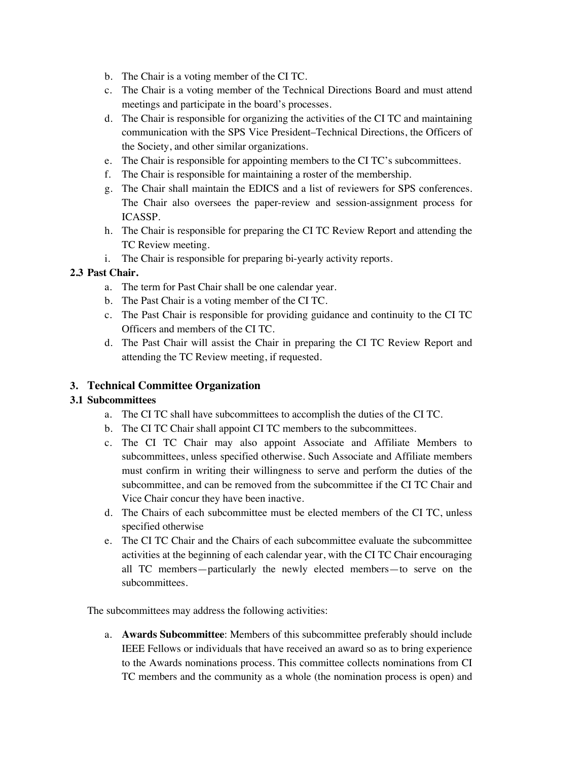b. The Chair is a voting member of the CI TC.
c. The Chair is a voting member of the Technical Directions Board and must attend meetings and participate in the board's processes.
d. The Chair is responsible for organizing the activities of the CI TC and maintaining communication with the SPS Vice President–Technical Directions, the Officers of the Society, and other similar organizations.
e. The Chair is responsible for appointing members to the CI TC's subcommittees.
f. The Chair is responsible for maintaining a roster of the membership.
g. The Chair shall maintain the EDICS and a list of reviewers for SPS conferences. The Chair also oversees the paper-review and session-assignment process for ICASSP.
h. The Chair is responsible for preparing the CI TC Review Report and attending the TC Review meeting.
i. The Chair is responsible for preparing bi-yearly activity reports.

**2.3 Past Chair.**

a. The term for Past Chair shall be one calendar year.
b. The Past Chair is a voting member of the CI TC.
c. The Past Chair is responsible for providing guidance and continuity to the CI TC Officers and members of the CI TC.
d. The Past Chair will assist the Chair in preparing the CI TC Review Report and attending the TC Review meeting, if requested.

## 3. Technical Committee Organization

**3.1 Subcommittees**

a. The CI TC shall have subcommittees to accomplish the duties of the CI TC.
b. The CI TC Chair shall appoint CI TC members to the subcommittees.
c. The CI TC Chair may also appoint Associate and Affiliate Members to subcommittees, unless specified otherwise. Such Associate and Affiliate members must confirm in writing their willingness to serve and perform the duties of the subcommittee, and can be removed from the subcommittee if the CI TC Chair and Vice Chair concur they have been inactive.
d. The Chairs of each subcommittee must be elected members of the CI TC, unless specified otherwise
e. The CI TC Chair and the Chairs of each subcommittee evaluate the subcommittee activities at the beginning of each calendar year, with the CI TC Chair encouraging all TC members—particularly the newly elected members—to serve on the subcommittees.

The subcommittees may address the following activities:

a. **Awards Subcommittee**: Members of this subcommittee preferably should include IEEE Fellows or individuals that have received an award so as to bring experience to the Awards nominations process. This committee collects nominations from CI TC members and the community as a whole (the nomination process is open) and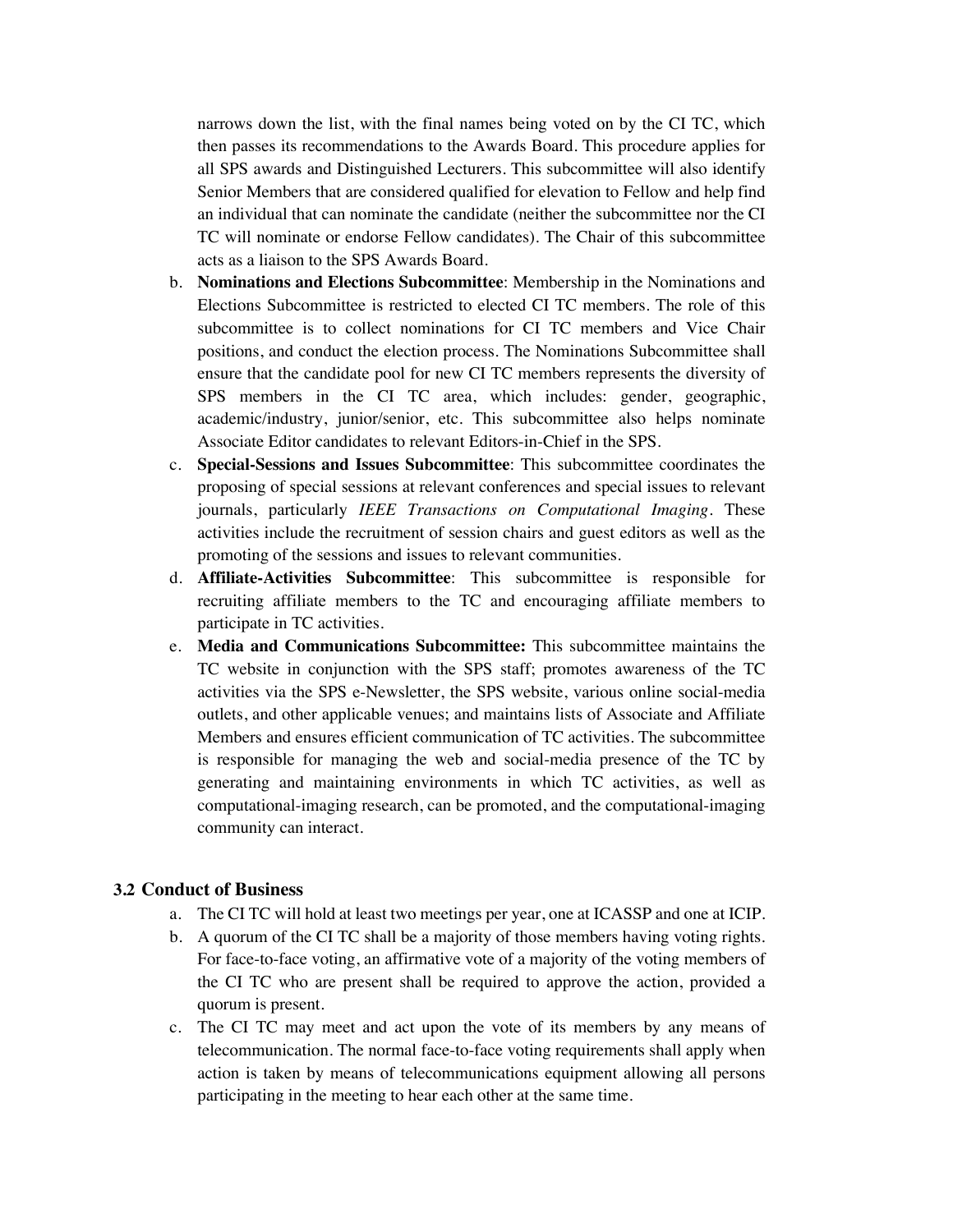narrows down the list, with the final names being voted on by the CI TC, which then passes its recommendations to the Awards Board. This procedure applies for all SPS awards and Distinguished Lecturers. This subcommittee will also identify Senior Members that are considered qualified for elevation to Fellow and help find an individual that can nominate the candidate (neither the subcommittee nor the CI TC will nominate or endorse Fellow candidates). The Chair of this subcommittee acts as a liaison to the SPS Awards Board.

b. **Nominations and Elections Subcommittee**: Membership in the Nominations and Elections Subcommittee is restricted to elected CI TC members. The role of this subcommittee is to collect nominations for CI TC members and Vice Chair positions, and conduct the election process. The Nominations Subcommittee shall ensure that the candidate pool for new CI TC members represents the diversity of SPS members in the CI TC area, which includes: gender, geographic, academic/industry, junior/senior, etc. This subcommittee also helps nominate Associate Editor candidates to relevant Editors-in-Chief in the SPS.

c. **Special-Sessions and Issues Subcommittee**: This subcommittee coordinates the proposing of special sessions at relevant conferences and special issues to relevant journals, particularly *IEEE Transactions on Computational Imaging*. These activities include the recruitment of session chairs and guest editors as well as the promoting of the sessions and issues to relevant communities.

d. **Affiliate-Activities Subcommittee**: This subcommittee is responsible for recruiting affiliate members to the TC and encouraging affiliate members to participate in TC activities.

e. **Media and Communications Subcommittee:** This subcommittee maintains the TC website in conjunction with the SPS staff; promotes awareness of the TC activities via the SPS e-Newsletter, the SPS website, various online social-media outlets, and other applicable venues; and maintains lists of Associate and Affiliate Members and ensures efficient communication of TC activities. The subcommittee is responsible for managing the web and social-media presence of the TC by generating and maintaining environments in which TC activities, as well as computational-imaging research, can be promoted, and the computational-imaging community can interact.

## 3.2 Conduct of Business

a. The CI TC will hold at least two meetings per year, one at ICASSP and one at ICIP.

b. A quorum of the CI TC shall be a majority of those members having voting rights. For face-to-face voting, an affirmative vote of a majority of the voting members of the CI TC who are present shall be required to approve the action, provided a quorum is present.

c. The CI TC may meet and act upon the vote of its members by any means of telecommunication. The normal face-to-face voting requirements shall apply when action is taken by means of telecommunications equipment allowing all persons participating in the meeting to hear each other at the same time.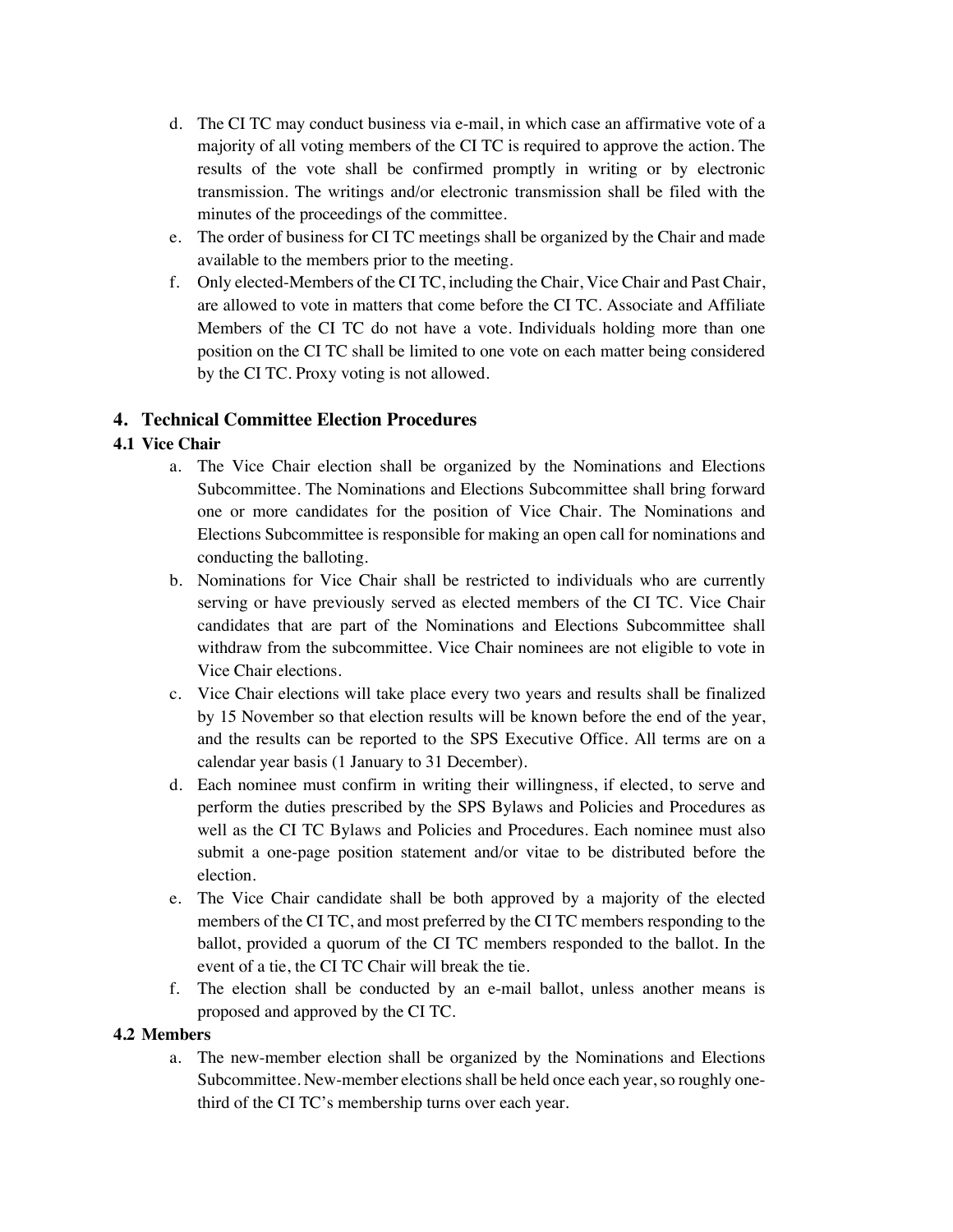d. The CI TC may conduct business via e-mail, in which case an affirmative vote of a majority of all voting members of the CI TC is required to approve the action. The results of the vote shall be confirmed promptly in writing or by electronic transmission. The writings and/or electronic transmission shall be filed with the minutes of the proceedings of the committee.
e. The order of business for CI TC meetings shall be organized by the Chair and made available to the members prior to the meeting.
f. Only elected-Members of the CI TC, including the Chair, Vice Chair and Past Chair, are allowed to vote in matters that come before the CI TC. Associate and Affiliate Members of the CI TC do not have a vote. Individuals holding more than one position on the CI TC shall be limited to one vote on each matter being considered by the CI TC. Proxy voting is not allowed.

## 4. Technical Committee Election Procedures

### 4.1 Vice Chair

a. The Vice Chair election shall be organized by the Nominations and Elections Subcommittee. The Nominations and Elections Subcommittee shall bring forward one or more candidates for the position of Vice Chair. The Nominations and Elections Subcommittee is responsible for making an open call for nominations and conducting the balloting.
b. Nominations for Vice Chair shall be restricted to individuals who are currently serving or have previously served as elected members of the CI TC. Vice Chair candidates that are part of the Nominations and Elections Subcommittee shall withdraw from the subcommittee. Vice Chair nominees are not eligible to vote in Vice Chair elections.
c. Vice Chair elections will take place every two years and results shall be finalized by 15 November so that election results will be known before the end of the year, and the results can be reported to the SPS Executive Office. All terms are on a calendar year basis (1 January to 31 December).
d. Each nominee must confirm in writing their willingness, if elected, to serve and perform the duties prescribed by the SPS Bylaws and Policies and Procedures as well as the CI TC Bylaws and Policies and Procedures. Each nominee must also submit a one-page position statement and/or vitae to be distributed before the election.
e. The Vice Chair candidate shall be both approved by a majority of the elected members of the CI TC, and most preferred by the CI TC members responding to the ballot, provided a quorum of the CI TC members responded to the ballot. In the event of a tie, the CI TC Chair will break the tie.
f. The election shall be conducted by an e-mail ballot, unless another means is proposed and approved by the CI TC.

### 4.2 Members

a. The new-member election shall be organized by the Nominations and Elections Subcommittee. New-member elections shall be held once each year, so roughly one-third of the CI TC's membership turns over each year.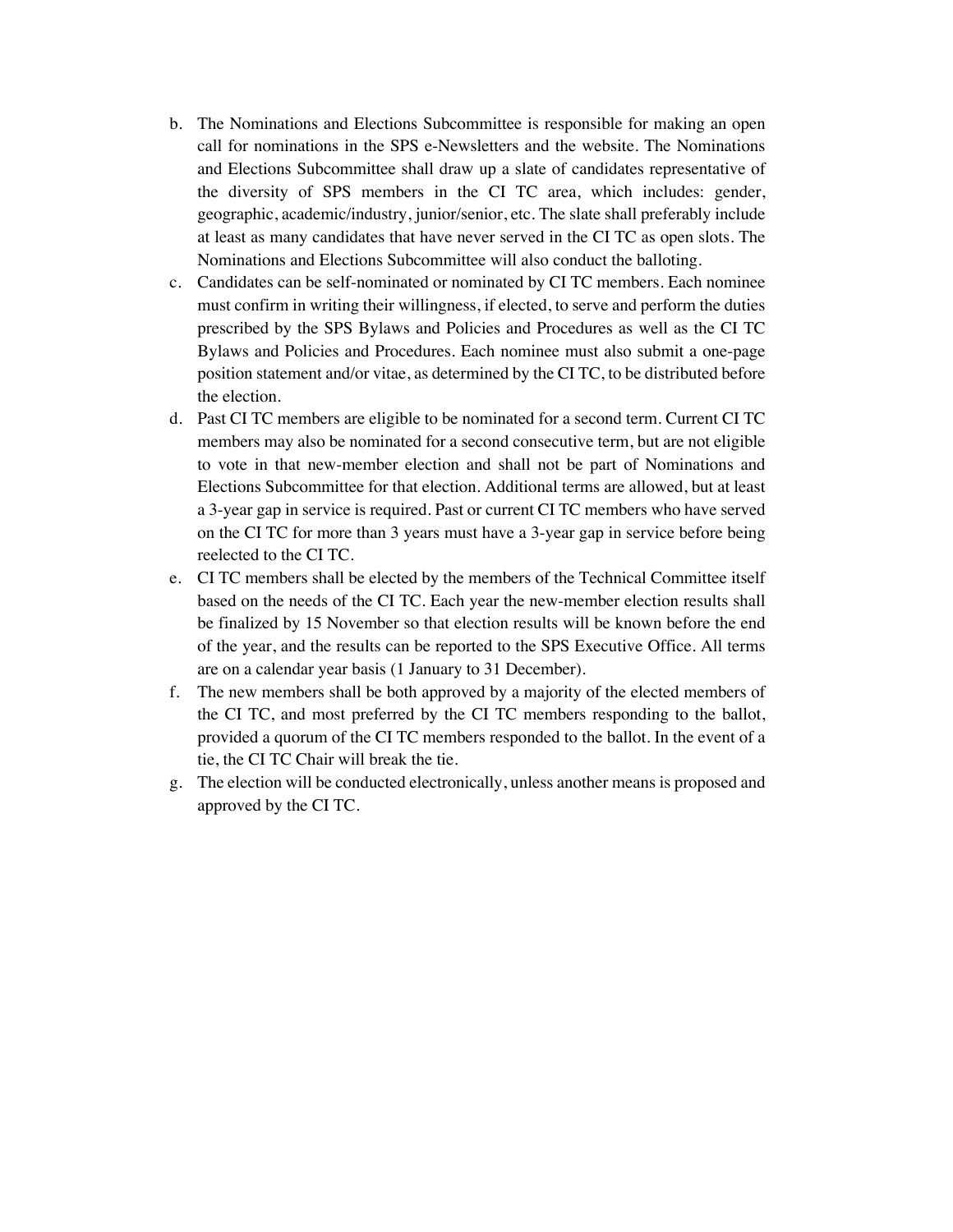b. The Nominations and Elections Subcommittee is responsible for making an open call for nominations in the SPS e-Newsletters and the website. The Nominations and Elections Subcommittee shall draw up a slate of candidates representative of the diversity of SPS members in the CI TC area, which includes: gender, geographic, academic/industry, junior/senior, etc. The slate shall preferably include at least as many candidates that have never served in the CI TC as open slots. The Nominations and Elections Subcommittee will also conduct the balloting.

c. Candidates can be self-nominated or nominated by CI TC members. Each nominee must confirm in writing their willingness, if elected, to serve and perform the duties prescribed by the SPS Bylaws and Policies and Procedures as well as the CI TC Bylaws and Policies and Procedures. Each nominee must also submit a one-page position statement and/or vitae, as determined by the CI TC, to be distributed before the election.

d. Past CI TC members are eligible to be nominated for a second term. Current CI TC members may also be nominated for a second consecutive term, but are not eligible to vote in that new-member election and shall not be part of Nominations and Elections Subcommittee for that election. Additional terms are allowed, but at least a 3-year gap in service is required. Past or current CI TC members who have served on the CI TC for more than 3 years must have a 3-year gap in service before being reelected to the CI TC.

e. CI TC members shall be elected by the members of the Technical Committee itself based on the needs of the CI TC. Each year the new-member election results shall be finalized by 15 November so that election results will be known before the end of the year, and the results can be reported to the SPS Executive Office. All terms are on a calendar year basis (1 January to 31 December).

f. The new members shall be both approved by a majority of the elected members of the CI TC, and most preferred by the CI TC members responding to the ballot, provided a quorum of the CI TC members responded to the ballot. In the event of a tie, the CI TC Chair will break the tie.

g. The election will be conducted electronically, unless another means is proposed and approved by the CI TC.